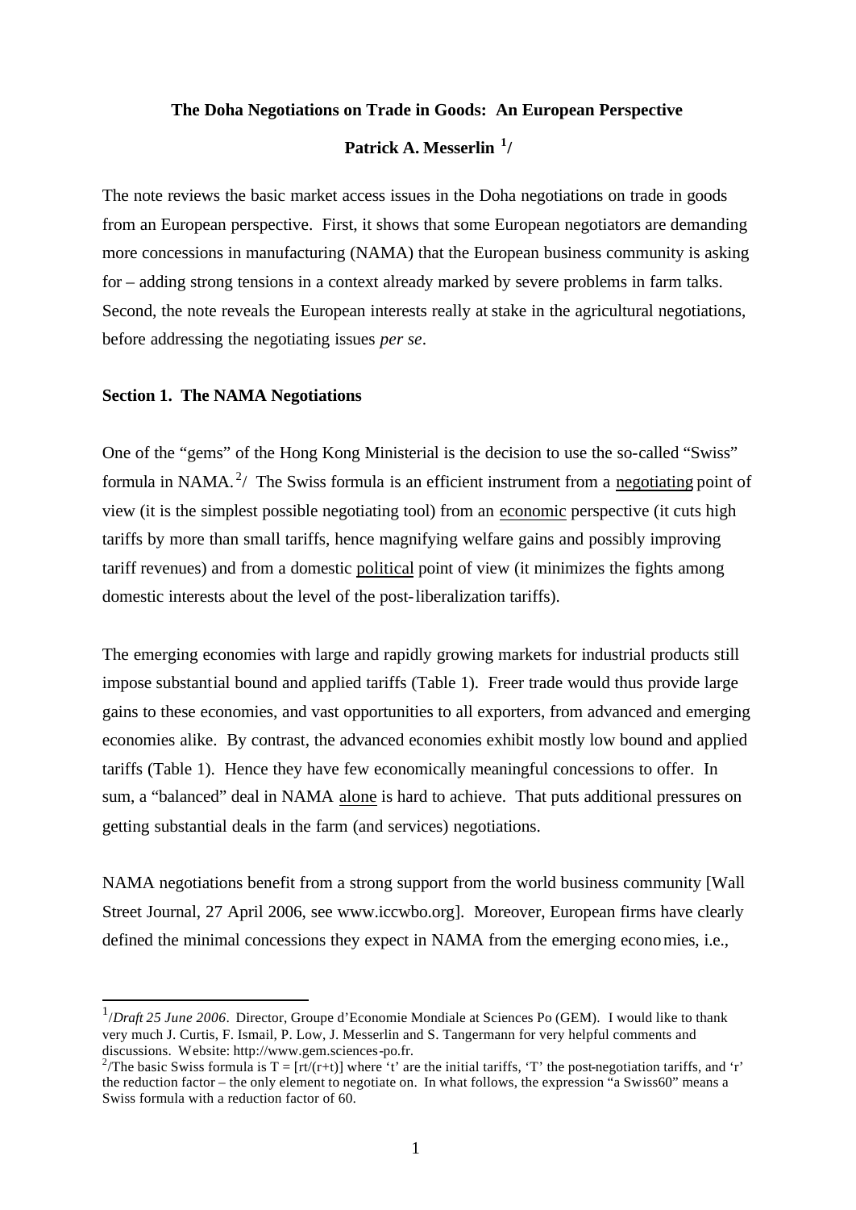**The Doha Negotiations on Trade in Goods: An European Perspective**

**Patrick A. Messerlin [1]/**

The note reviews the basic market access issues in the Doha negotiations on trade in goods from an European perspective. First, it shows that some European negotiators are demanding more concessions in manufacturing (NAMA) that the European business community is asking for – adding strong tensions in a context already marked by severe problems in farm talks. Second, the note reveals the European interests really at stake in the agricultural negotiations, before addressing the negotiating issues *per se*.

**Section 1. The NAMA Negotiations**

One of the "gems" of the Hong Kong Ministerial is the decision to use the so-called "Swiss" formula in NAMA. [2]/ The Swiss formula is an efficient instrument from a <u>negotiating</u> point of view (it is the simplest possible negotiating tool) from an <u>economic</u> perspective (it cuts high tariffs by more than small tariffs, hence magnifying welfare gains and possibly improving tariff revenues) and from a domestic <u>political</u> point of view (it minimizes the fights among domestic interests about the level of the post-liberalization tariffs).

The emerging economies with large and rapidly growing markets for industrial products still impose substantial bound and applied tariffs (Table 1). Freer trade would thus provide large gains to these economies, and vast opportunities to all exporters, from advanced and emerging economies alike. By contrast, the advanced economies exhibit mostly low bound and applied tariffs (Table 1). Hence they have few economically meaningful concessions to offer. In sum, a "balanced" deal in NAMA <u>alone</u> is hard to achieve. That puts additional pressures on getting substantial deals in the farm (and services) negotiations.

NAMA negotiations benefit from a strong support from the world business community [Wall Street Journal, 27 April 2006, see www.iccwbo.org]. Moreover, European firms have clearly defined the minimal concessions they expect in NAMA from the emerging economies, i.e.,

---

[1]/*Draft 25 June 2006*. Director, Groupe d'Economie Mondiale at Sciences Po (GEM). I would like to thank very much J. Curtis, F. Ismail, P. Low, J. Messerlin and S. Tangermann for very helpful comments and discussions. Website: http://www.gem.sciences-po.fr.

[2]/The basic Swiss formula is $T = [rt/(r+t)]$ where 't' are the initial tariffs, 'T' the post-negotiation tariffs, and 'r' the reduction factor – the only element to negotiate on. In what follows, the expression "a Swiss60" means a Swiss formula with a reduction factor of 60.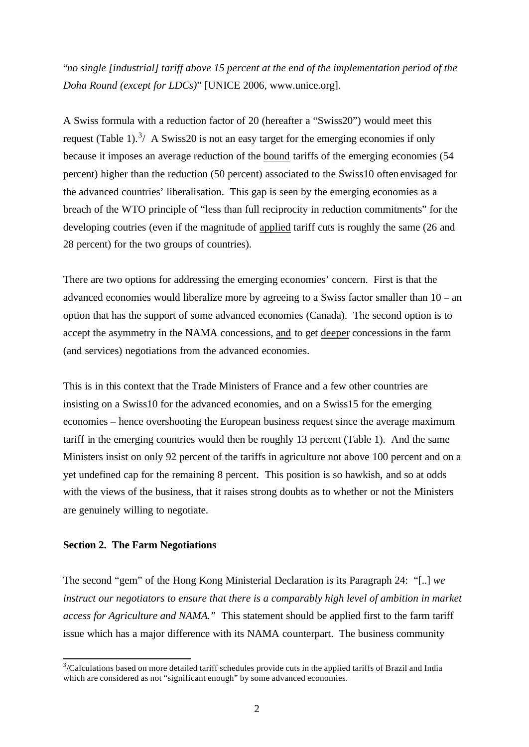"*no single [industrial] tariff above 15 percent at the end of the implementation period of the Doha Round (except for LDCs)*" [UNICE 2006, www.unice.org].

A Swiss formula with a reduction factor of 20 (hereafter a "Swiss20") would meet this request (Table 1).[3] A Swiss20 is not an easy target for the emerging economies if only because it imposes an average reduction of the <u>bound</u> tariffs of the emerging economies (54 percent) higher than the reduction (50 percent) associated to the Swiss10 often envisaged for the advanced countries' liberalisation. This gap is seen by the emerging economies as a breach of the WTO principle of "less than full reciprocity in reduction commitments" for the developing coutries (even if the magnitude of <u>applied</u> tariff cuts is roughly the same (26 and 28 percent) for the two groups of countries).

There are two options for addressing the emerging economies' concern. First is that the advanced economies would liberalize more by agreeing to a Swiss factor smaller than 10 – an option that has the support of some advanced economies (Canada). The second option is to accept the asymmetry in the NAMA concessions, <u>and</u> to get <u>deeper</u> concessions in the farm (and services) negotiations from the advanced economies.

This is in this context that the Trade Ministers of France and a few other countries are insisting on a Swiss10 for the advanced economies, and on a Swiss15 for the emerging economies – hence overshooting the European business request since the average maximum tariff in the emerging countries would then be roughly 13 percent (Table 1). And the same Ministers insist on only 92 percent of the tariffs in agriculture not above 100 percent and on a yet undefined cap for the remaining 8 percent. This position is so hawkish, and so at odds with the views of the business, that it raises strong doubts as to whether or not the Ministers are genuinely willing to negotiate.

**Section 2. The Farm Negotiations**

The second "gem" of the Hong Kong Ministerial Declaration is its Paragraph 24: "[..] *we instruct our negotiators to ensure that there is a comparably high level of ambition in market access for Agriculture and NAMA."* This statement should be applied first to the farm tariff issue which has a major difference with its NAMA counterpart. The business community

---

[3]/Calculations based on more detailed tariff schedules provide cuts in the applied tariffs of Brazil and India which are considered as not "significant enough" by some advanced economies.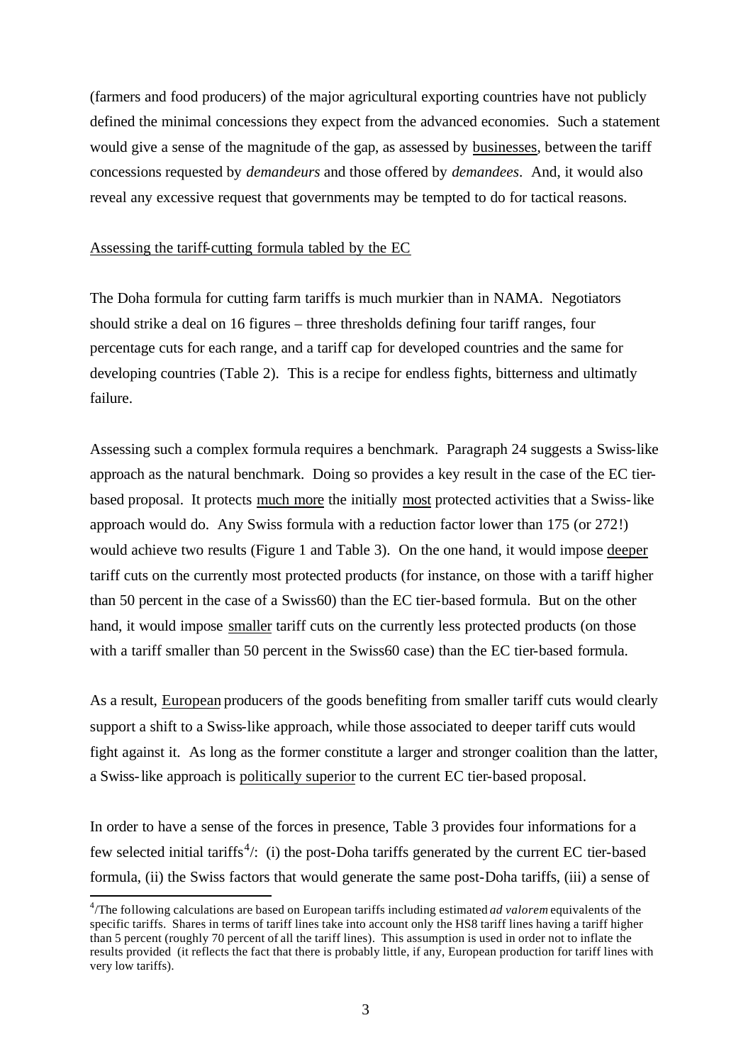(farmers and food producers) of the major agricultural exporting countries have not publicly defined the minimal concessions they expect from the advanced economies. Such a statement would give a sense of the magnitude of the gap, as assessed by <u>businesses</u>, between the tariff concessions requested by *demandeurs* and those offered by *demandees*. And, it would also reveal any excessive request that governments may be tempted to do for tactical reasons.

<u>Assessing the tariff-cutting formula tabled by the EC</u>

The Doha formula for cutting farm tariffs is much murkier than in NAMA. Negotiators should strike a deal on 16 figures – three thresholds defining four tariff ranges, four percentage cuts for each range, and a tariff cap for developed countries and the same for developing countries (Table 2). This is a recipe for endless fights, bitterness and ultimatly failure.

Assessing such a complex formula requires a benchmark. Paragraph 24 suggests a Swiss-like approach as the natural benchmark. Doing so provides a key result in the case of the EC tier-based proposal. It protects <u>much more</u> the initially <u>most</u> protected activities that a Swiss-like approach would do. Any Swiss formula with a reduction factor lower than 175 (or 272!) would achieve two results (Figure 1 and Table 3). On the one hand, it would impose <u>deeper</u> tariff cuts on the currently most protected products (for instance, on those with a tariff higher than 50 percent in the case of a Swiss60) than the EC tier-based formula. But on the other hand, it would impose <u>smaller</u> tariff cuts on the currently less protected products (on those with a tariff smaller than 50 percent in the Swiss60 case) than the EC tier-based formula.

As a result, <u>European</u> producers of the goods benefiting from smaller tariff cuts would clearly support a shift to a Swiss-like approach, while those associated to deeper tariff cuts would fight against it. As long as the former constitute a larger and stronger coalition than the latter, a Swiss-like approach is <u>politically superior</u> to the current EC tier-based proposal.

In order to have a sense of the forces in presence, Table 3 provides four informations for a few selected initial tariffs[4]/: (i) the post-Doha tariffs generated by the current EC tier-based formula, (ii) the Swiss factors that would generate the same post-Doha tariffs, (iii) a sense of

---

[4]/The following calculations are based on European tariffs including estimated *ad valorem* equivalents of the specific tariffs. Shares in terms of tariff lines take into account only the HS8 tariff lines having a tariff higher than 5 percent (roughly 70 percent of all the tariff lines). This assumption is used in order not to inflate the results provided (it reflects the fact that there is probably little, if any, European production for tariff lines with very low tariffs).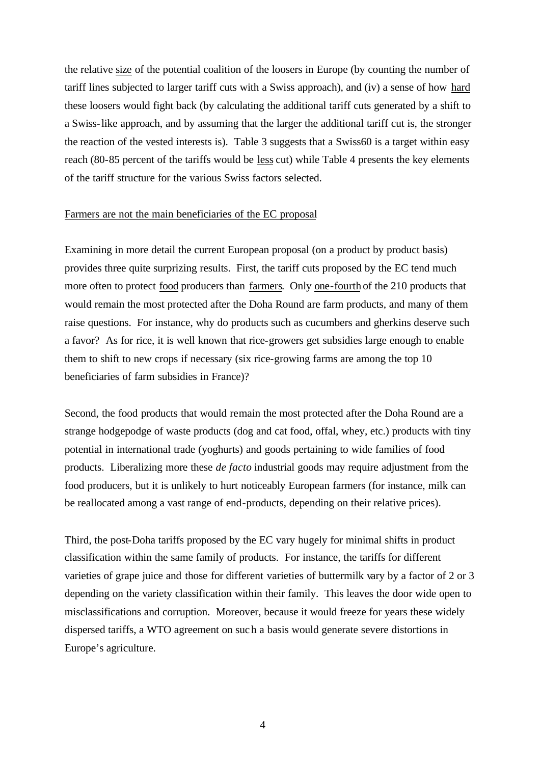the relative size of the potential coalition of the loosers in Europe (by counting the number of tariff lines subjected to larger tariff cuts with a Swiss approach), and (iv) a sense of how hard these loosers would fight back (by calculating the additional tariff cuts generated by a shift to a Swiss-like approach, and by assuming that the larger the additional tariff cut is, the stronger the reaction of the vested interests is). Table 3 suggests that a Swiss60 is a target within easy reach (80-85 percent of the tariffs would be less cut) while Table 4 presents the key elements of the tariff structure for the various Swiss factors selected.

Farmers are not the main beneficiaries of the EC proposal

Examining in more detail the current European proposal (on a product by product basis) provides three quite surprizing results. First, the tariff cuts proposed by the EC tend much more often to protect food producers than farmers. Only one-fourth of the 210 products that would remain the most protected after the Doha Round are farm products, and many of them raise questions. For instance, why do products such as cucumbers and gherkins deserve such a favor? As for rice, it is well known that rice-growers get subsidies large enough to enable them to shift to new crops if necessary (six rice-growing farms are among the top 10 beneficiaries of farm subsidies in France)?

Second, the food products that would remain the most protected after the Doha Round are a strange hodgepodge of waste products (dog and cat food, offal, whey, etc.) products with tiny potential in international trade (yoghurts) and goods pertaining to wide families of food products. Liberalizing more these *de facto* industrial goods may require adjustment from the food producers, but it is unlikely to hurt noticeably European farmers (for instance, milk can be reallocated among a vast range of end-products, depending on their relative prices).

Third, the post-Doha tariffs proposed by the EC vary hugely for minimal shifts in product classification within the same family of products. For instance, the tariffs for different varieties of grape juice and those for different varieties of buttermilk vary by a factor of 2 or 3 depending on the variety classification within their family. This leaves the door wide open to misclassifications and corruption. Moreover, because it would freeze for years these widely dispersed tariffs, a WTO agreement on such a basis would generate severe distortions in Europe's agriculture.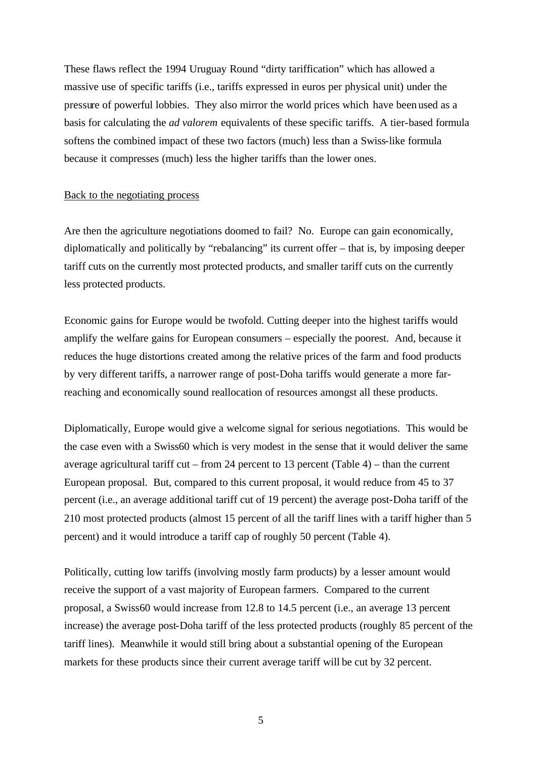These flaws reflect the 1994 Uruguay Round "dirty tariffication" which has allowed a massive use of specific tariffs (i.e., tariffs expressed in euros per physical unit) under the pressure of powerful lobbies. They also mirror the world prices which have been used as a basis for calculating the *ad valorem* equivalents of these specific tariffs. A tier-based formula softens the combined impact of these two factors (much) less than a Swiss-like formula because it compresses (much) less the higher tariffs than the lower ones.

Back to the negotiating process

Are then the agriculture negotiations doomed to fail? No. Europe can gain economically, diplomatically and politically by "rebalancing" its current offer – that is, by imposing deeper tariff cuts on the currently most protected products, and smaller tariff cuts on the currently less protected products.

Economic gains for Europe would be twofold. Cutting deeper into the highest tariffs would amplify the welfare gains for European consumers – especially the poorest. And, because it reduces the huge distortions created among the relative prices of the farm and food products by very different tariffs, a narrower range of post-Doha tariffs would generate a more far-reaching and economically sound reallocation of resources amongst all these products.

Diplomatically, Europe would give a welcome signal for serious negotiations. This would be the case even with a Swiss60 which is very modest in the sense that it would deliver the same average agricultural tariff cut – from 24 percent to 13 percent (Table 4) – than the current European proposal. But, compared to this current proposal, it would reduce from 45 to 37 percent (i.e., an average additional tariff cut of 19 percent) the average post-Doha tariff of the 210 most protected products (almost 15 percent of all the tariff lines with a tariff higher than 5 percent) and it would introduce a tariff cap of roughly 50 percent (Table 4).

Politically, cutting low tariffs (involving mostly farm products) by a lesser amount would receive the support of a vast majority of European farmers. Compared to the current proposal, a Swiss60 would increase from 12.8 to 14.5 percent (i.e., an average 13 percent increase) the average post-Doha tariff of the less protected products (roughly 85 percent of the tariff lines). Meanwhile it would still bring about a substantial opening of the European markets for these products since their current average tariff will be cut by 32 percent.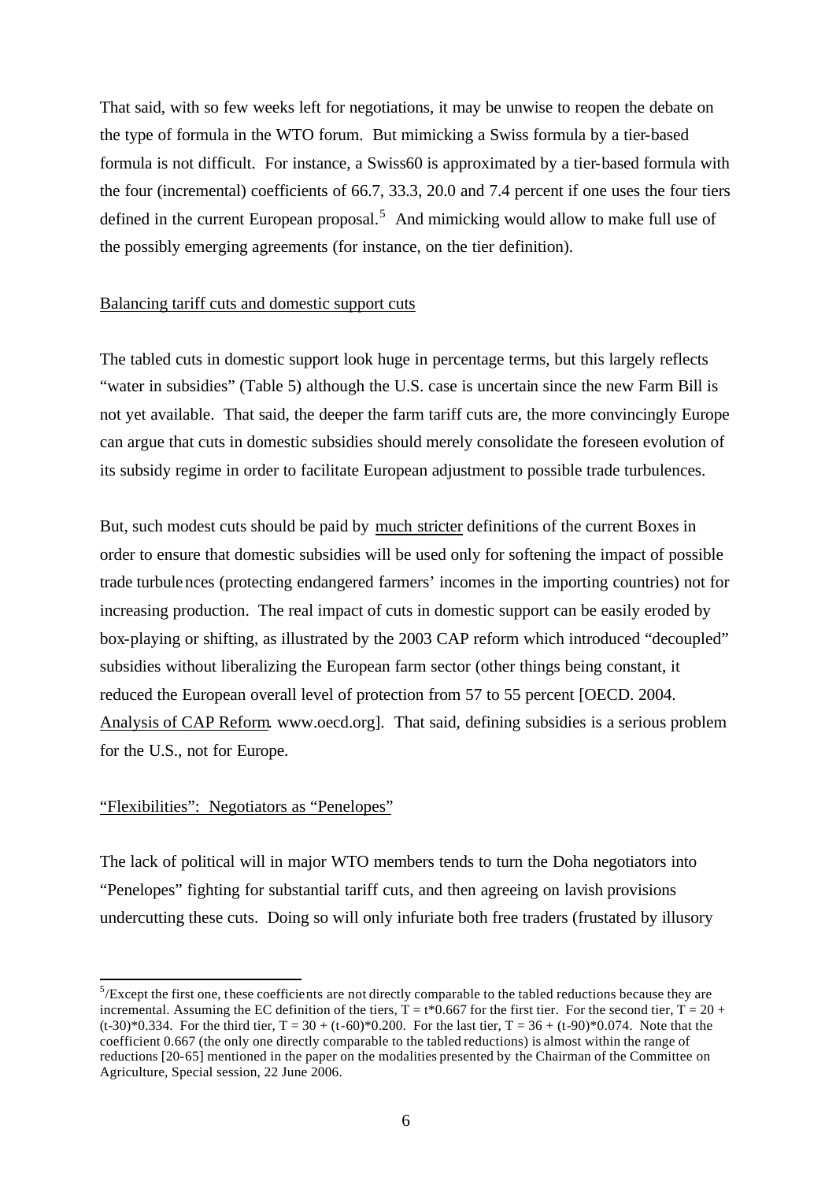That said, with so few weeks left for negotiations, it may be unwise to reopen the debate on the type of formula in the WTO forum. But mimicking a Swiss formula by a tier-based formula is not difficult. For instance, a Swiss60 is approximated by a tier-based formula with the four (incremental) coefficients of 66.7, 33.3, 20.0 and 7.4 percent if one uses the four tiers defined in the current European proposal.[5] And mimicking would allow to make full use of the possibly emerging agreements (for instance, on the tier definition).

Balancing tariff cuts and domestic support cuts

The tabled cuts in domestic support look huge in percentage terms, but this largely reflects "water in subsidies" (Table 5) although the U.S. case is uncertain since the new Farm Bill is not yet available. That said, the deeper the farm tariff cuts are, the more convincingly Europe can argue that cuts in domestic subsidies should merely consolidate the foreseen evolution of its subsidy regime in order to facilitate European adjustment to possible trade turbulences.

But, such modest cuts should be paid by much stricter definitions of the current Boxes in order to ensure that domestic subsidies will be used only for softening the impact of possible trade turbulences (protecting endangered farmers' incomes in the importing countries) not for increasing production. The real impact of cuts in domestic support can be easily eroded by box-playing or shifting, as illustrated by the 2003 CAP reform which introduced "decoupled" subsidies without liberalizing the European farm sector (other things being constant, it reduced the European overall level of protection from 57 to 55 percent [OECD. 2004. Analysis of CAP Reform. www.oecd.org]. That said, defining subsidies is a serious problem for the U.S., not for Europe.

"Flexibilities": Negotiators as "Penelopes"

The lack of political will in major WTO members tends to turn the Doha negotiators into "Penelopes" fighting for substantial tariff cuts, and then agreeing on lavish provisions undercutting these cuts. Doing so will only infuriate both free traders (frustated by illusory

---

[5]/Except the first one, these coefficients are not directly comparable to the tabled reductions because they are incremental. Assuming the EC definition of the tiers, $T = t*0.667$ for the first tier. For the second tier, $T = 20 + (t-30)*0.334$. For the third tier, $T = 30 + (t-60)*0.200$. For the last tier, $T = 36 + (t-90)*0.074$. Note that the coefficient 0.667 (the only one directly comparable to the tabled reductions) is almost within the range of reductions [20-65] mentioned in the paper on the modalities presented by the Chairman of the Committee on Agriculture, Special session, 22 June 2006.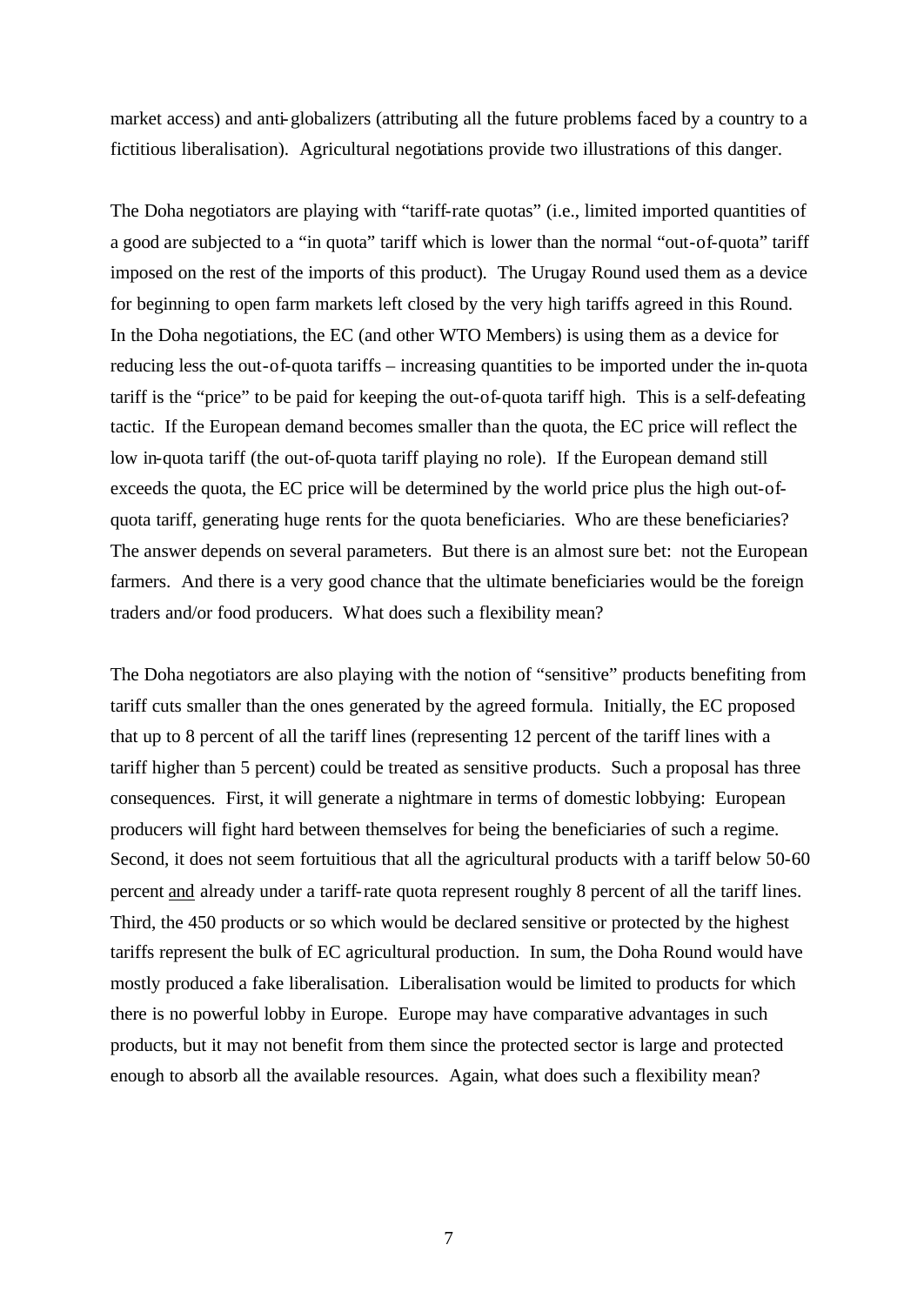market access) and anti-globalizers (attributing all the future problems faced by a country to a fictitious liberalisation). Agricultural negotiations provide two illustrations of this danger.

The Doha negotiators are playing with "tariff-rate quotas" (i.e., limited imported quantities of a good are subjected to a "in quota" tariff which is lower than the normal "out-of-quota" tariff imposed on the rest of the imports of this product). The Urugay Round used them as a device for beginning to open farm markets left closed by the very high tariffs agreed in this Round. In the Doha negotiations, the EC (and other WTO Members) is using them as a device for reducing less the out-of-quota tariffs – increasing quantities to be imported under the in-quota tariff is the "price" to be paid for keeping the out-of-quota tariff high. This is a self-defeating tactic. If the European demand becomes smaller than the quota, the EC price will reflect the low in-quota tariff (the out-of-quota tariff playing no role). If the European demand still exceeds the quota, the EC price will be determined by the world price plus the high out-of-quota tariff, generating huge rents for the quota beneficiaries. Who are these beneficiaries? The answer depends on several parameters. But there is an almost sure bet: not the European farmers. And there is a very good chance that the ultimate beneficiaries would be the foreign traders and/or food producers. What does such a flexibility mean?

The Doha negotiators are also playing with the notion of "sensitive" products benefiting from tariff cuts smaller than the ones generated by the agreed formula. Initially, the EC proposed that up to 8 percent of all the tariff lines (representing 12 percent of the tariff lines with a tariff higher than 5 percent) could be treated as sensitive products. Such a proposal has three consequences. First, it will generate a nightmare in terms of domestic lobbying: European producers will fight hard between themselves for being the beneficiaries of such a regime. Second, it does not seem fortuitious that all the agricultural products with a tariff below 50-60 percent <u>and</u> already under a tariff-rate quota represent roughly 8 percent of all the tariff lines. Third, the 450 products or so which would be declared sensitive or protected by the highest tariffs represent the bulk of EC agricultural production. In sum, the Doha Round would have mostly produced a fake liberalisation. Liberalisation would be limited to products for which there is no powerful lobby in Europe. Europe may have comparative advantages in such products, but it may not benefit from them since the protected sector is large and protected enough to absorb all the available resources. Again, what does such a flexibility mean?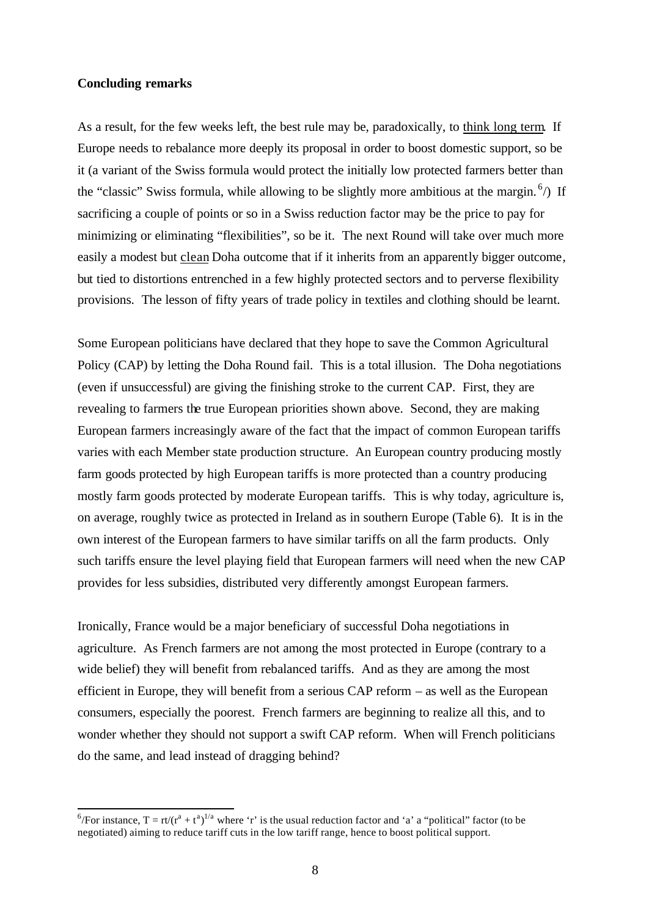**Concluding remarks**

As a result, for the few weeks left, the best rule may be, paradoxically, to think long term. If Europe needs to rebalance more deeply its proposal in order to boost domestic support, so be it (a variant of the Swiss formula would protect the initially low protected farmers better than the "classic" Swiss formula, while allowing to be slightly more ambitious at the margin.[6]) If sacrificing a couple of points or so in a Swiss reduction factor may be the price to pay for minimizing or eliminating "flexibilities", so be it. The next Round will take over much more easily a modest but clean Doha outcome that if it inherits from an apparently bigger outcome, but tied to distortions entrenched in a few highly protected sectors and to perverse flexibility provisions. The lesson of fifty years of trade policy in textiles and clothing should be learnt.

Some European politicians have declared that they hope to save the Common Agricultural Policy (CAP) by letting the Doha Round fail. This is a total illusion. The Doha negotiations (even if unsuccessful) are giving the finishing stroke to the current CAP. First, they are revealing to farmers the true European priorities shown above. Second, they are making European farmers increasingly aware of the fact that the impact of common European tariffs varies with each Member state production structure. An European country producing mostly farm goods protected by high European tariffs is more protected than a country producing mostly farm goods protected by moderate European tariffs. This is why today, agriculture is, on average, roughly twice as protected in Ireland as in southern Europe (Table 6). It is in the own interest of the European farmers to have similar tariffs on all the farm products. Only such tariffs ensure the level playing field that European farmers will need when the new CAP provides for less subsidies, distributed very differently amongst European farmers.

Ironically, France would be a major beneficiary of successful Doha negotiations in agriculture. As French farmers are not among the most protected in Europe (contrary to a wide belief) they will benefit from rebalanced tariffs. And as they are among the most efficient in Europe, they will benefit from a serious CAP reform – as well as the European consumers, especially the poorest. French farmers are beginning to realize all this, and to wonder whether they should not support a swift CAP reform. When will French politicians do the same, and lead instead of dragging behind?

---

[6]/For instance, $T = rt/(r^a + t^a)^{1/a}$ where 'r' is the usual reduction factor and 'a' a "political" factor (to be negotiated) aiming to reduce tariff cuts in the low tariff range, hence to boost political support.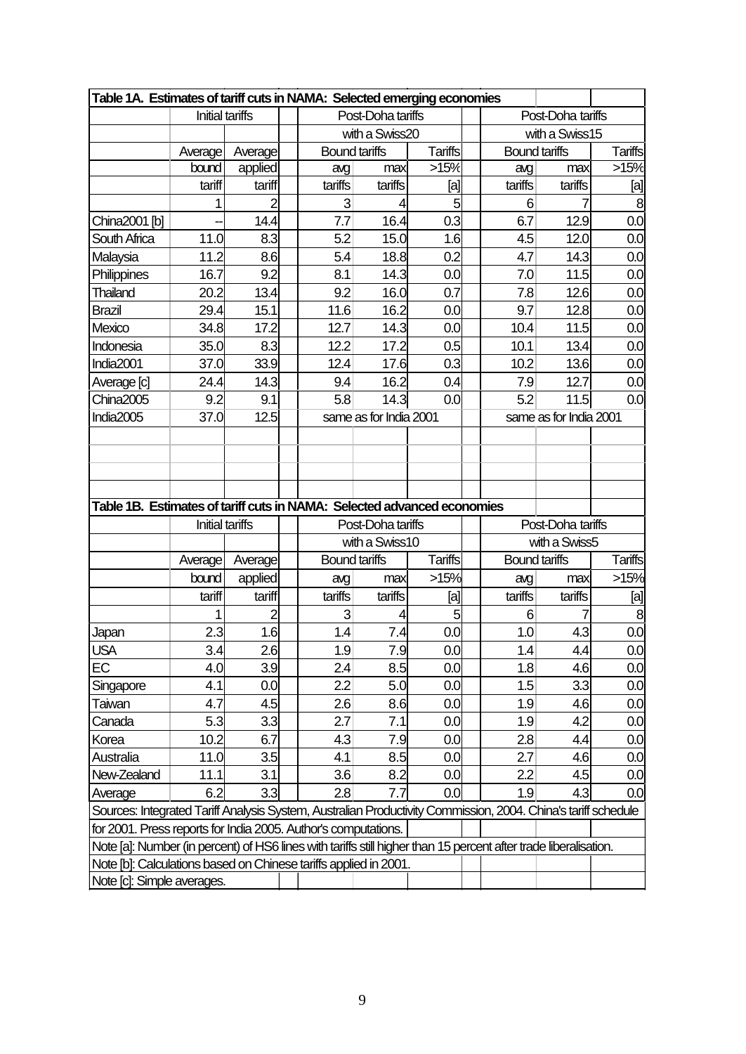**Table 1A. Estimates of tariff cuts in NAMA: Selected emerging economies**

| | Initial tariffs | | Post-Doha tariffs with a Swiss20 | | | Post-Doha tariffs with a Swiss15 | | |
|---|---|---|---|---|---|---|---|---|
| | Average bound tariff | Average applied tariff | Bound tariffs avg tariffs | Bound tariffs max tariffs | Tariffs >15% [a] | Bound tariffs avg tariffs | Bound tariffs max tariffs | Tariffs >15% [a] |
| | 1 | 2 | 3 | 4 | 5 | 6 | 7 | 8 |
| China2001 [b] | -- | 14.4 | 7.7 | 16.4 | 0.3 | 6.7 | 12.9 | 0.0 |
| South Africa | 11.0 | 8.3 | 5.2 | 15.0 | 1.6 | 4.5 | 12.0 | 0.0 |
| Malaysia | 11.2 | 8.6 | 5.4 | 18.8 | 0.2 | 4.7 | 14.3 | 0.0 |
| Philippines | 16.7 | 9.2 | 8.1 | 14.3 | 0.0 | 7.0 | 11.5 | 0.0 |
| Thailand | 20.2 | 13.4 | 9.2 | 16.0 | 0.7 | 7.8 | 12.6 | 0.0 |
| Brazil | 29.4 | 15.1 | 11.6 | 16.2 | 0.0 | 9.7 | 12.8 | 0.0 |
| Mexico | 34.8 | 17.2 | 12.7 | 14.3 | 0.0 | 10.4 | 11.5 | 0.0 |
| Indonesia | 35.0 | 8.3 | 12.2 | 17.2 | 0.5 | 10.1 | 13.4 | 0.0 |
| India2001 | 37.0 | 33.9 | 12.4 | 17.6 | 0.3 | 10.2 | 13.6 | 0.0 |
| Average [c] | 24.4 | 14.3 | 9.4 | 16.2 | 0.4 | 7.9 | 12.7 | 0.0 |
| China2005 | 9.2 | 9.1 | 5.8 | 14.3 | 0.0 | 5.2 | 11.5 | 0.0 |
| India2005 | 37.0 | 12.5 | same as for India 2001 | | | same as for India 2001 | | |

**Table 1B. Estimates of tariff cuts in NAMA: Selected advanced economies**

| | Initial tariffs | | Post-Doha tariffs with a Swiss10 | | | Post-Doha tariffs with a Swiss5 | | |
|---|---|---|---|---|---|---|---|---|
| | Average bound tariff | Average applied tariff | Bound tariffs avg tariffs | Bound tariffs max tariffs | Tariffs >15% [a] | Bound tariffs avg tariffs | Bound tariffs max tariffs | Tariffs >15% [a] |
| | 1 | 2 | 3 | 4 | 5 | 6 | 7 | 8 |
| Japan | 2.3 | 1.6 | 1.4 | 7.4 | 0.0 | 1.0 | 4.3 | 0.0 |
| USA | 3.4 | 2.6 | 1.9 | 7.9 | 0.0 | 1.4 | 4.4 | 0.0 |
| EC | 4.0 | 3.9 | 2.4 | 8.5 | 0.0 | 1.8 | 4.6 | 0.0 |
| Singapore | 4.1 | 0.0 | 2.2 | 5.0 | 0.0 | 1.5 | 3.3 | 0.0 |
| Taiwan | 4.7 | 4.5 | 2.6 | 8.6 | 0.0 | 1.9 | 4.6 | 0.0 |
| Canada | 5.3 | 3.3 | 2.7 | 7.1 | 0.0 | 1.9 | 4.2 | 0.0 |
| Korea | 10.2 | 6.7 | 4.3 | 7.9 | 0.0 | 2.8 | 4.4 | 0.0 |
| Australia | 11.0 | 3.5 | 4.1 | 8.5 | 0.0 | 2.7 | 4.6 | 0.0 |
| New-Zealand | 11.1 | 3.1 | 3.6 | 8.2 | 0.0 | 2.2 | 4.5 | 0.0 |
| Average | 6.2 | 3.3 | 2.8 | 7.7 | 0.0 | 1.9 | 4.3 | 0.0 |

Sources: Integrated Tariff Analysis System, Australian Productivity Commission, 2004. China's tariff schedule for 2001. Press reports for India 2005. Author's computations.

Note [a]: Number (in percent) of HS6 lines with tariffs still higher than 15 percent after trade liberalisation.

Note [b]: Calculations based on Chinese tariffs applied in 2001.

Note [c]: Simple averages.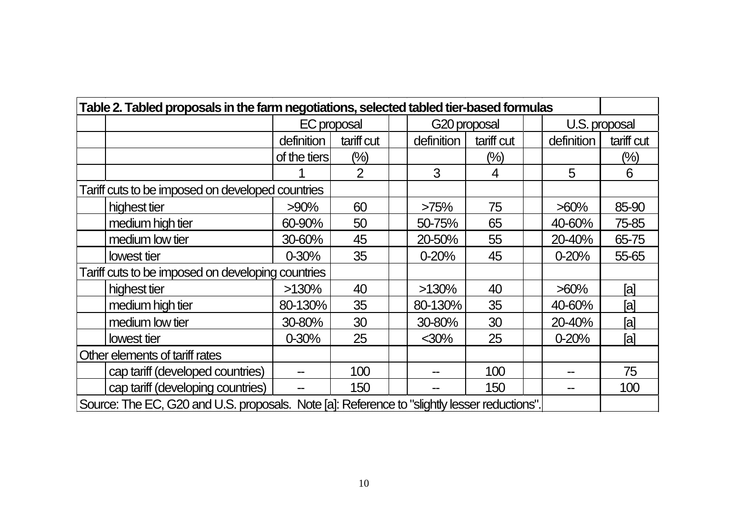**Table 2. Tabled proposals in the farm negotiations, selected tabled tier-based formulas**

| | EC proposal | | G20 proposal | | U.S. proposal | |
|---|---|---|---|---|---|---|
| | definition of the tiers | tariff cut (%) | definition | tariff cut (%) | definition | tariff cut (%) |
| | 1 | 2 | 3 | 4 | 5 | 6 |
| **Tariff cuts to be imposed on developed countries** | | | | | | |
| highest tier | >90% | 60 | >75% | 75 | >60% | 85-90 |
| medium high tier | 60-90% | 50 | 50-75% | 65 | 40-60% | 75-85 |
| medium low tier | 30-60% | 45 | 20-50% | 55 | 20-40% | 65-75 |
| lowest tier | 0-30% | 35 | 0-20% | 45 | 0-20% | 55-65 |
| **Tariff cuts to be imposed on developing countries** | | | | | | |
| highest tier | >130% | 40 | >130% | 40 | >60% | [a] |
| medium high tier | 80-130% | 35 | 80-130% | 35 | 40-60% | [a] |
| medium low tier | 30-80% | 30 | 30-80% | 30 | 20-40% | [a] |
| lowest tier | 0-30% | 25 | <30% | 25 | 0-20% | [a] |
| **Other elements of tariff rates** | | | | | | |
| cap tariff (developed countries) | -- | 100 | -- | 100 | -- | 75 |
| cap tariff (developing countries) | -- | 150 | -- | 150 | -- | 100 |

Source: The EC, G20 and U.S. proposals. Note [a]: Reference to "slightly lesser reductions".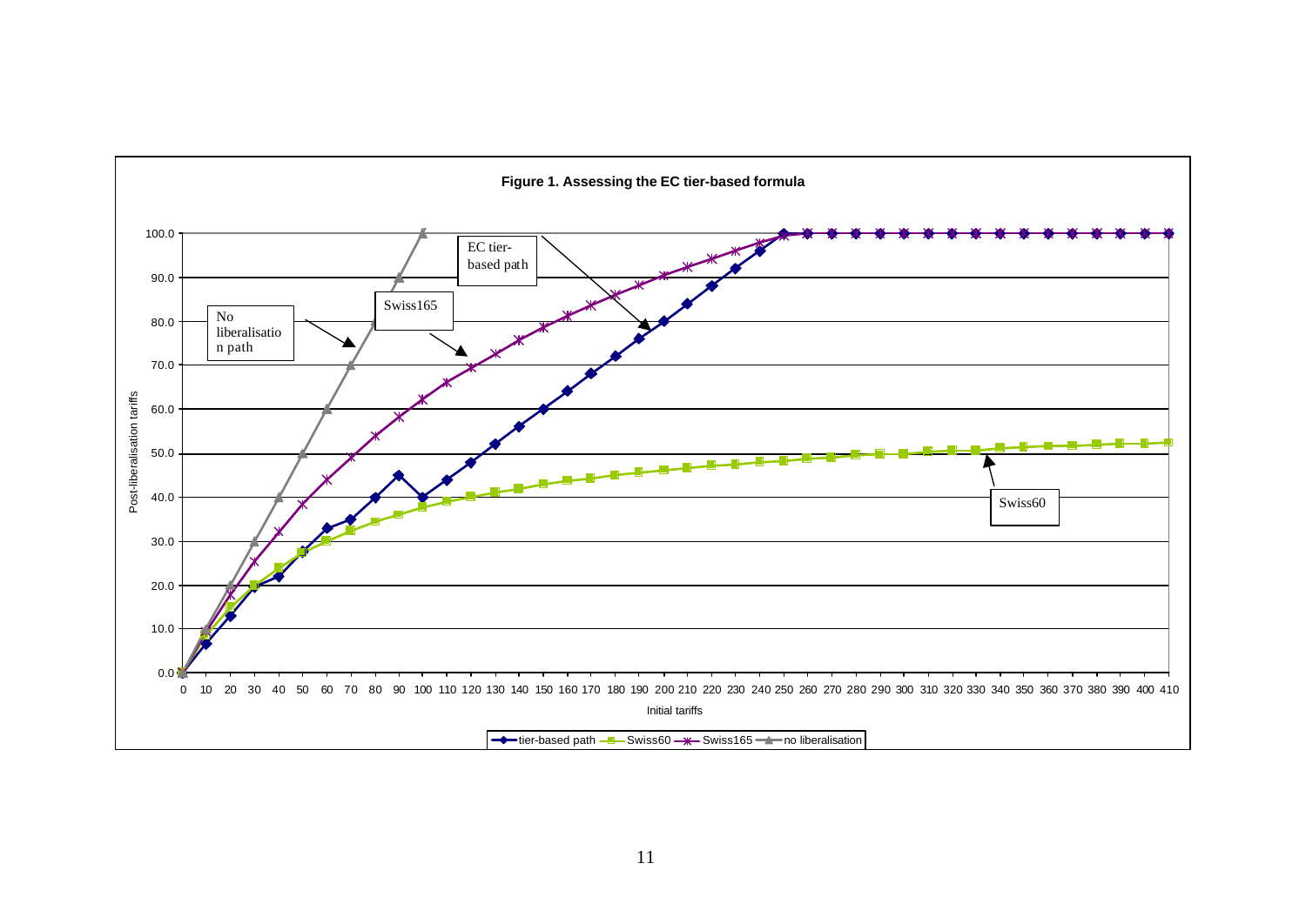**Figure 1. Assessing the EC tier-based formula**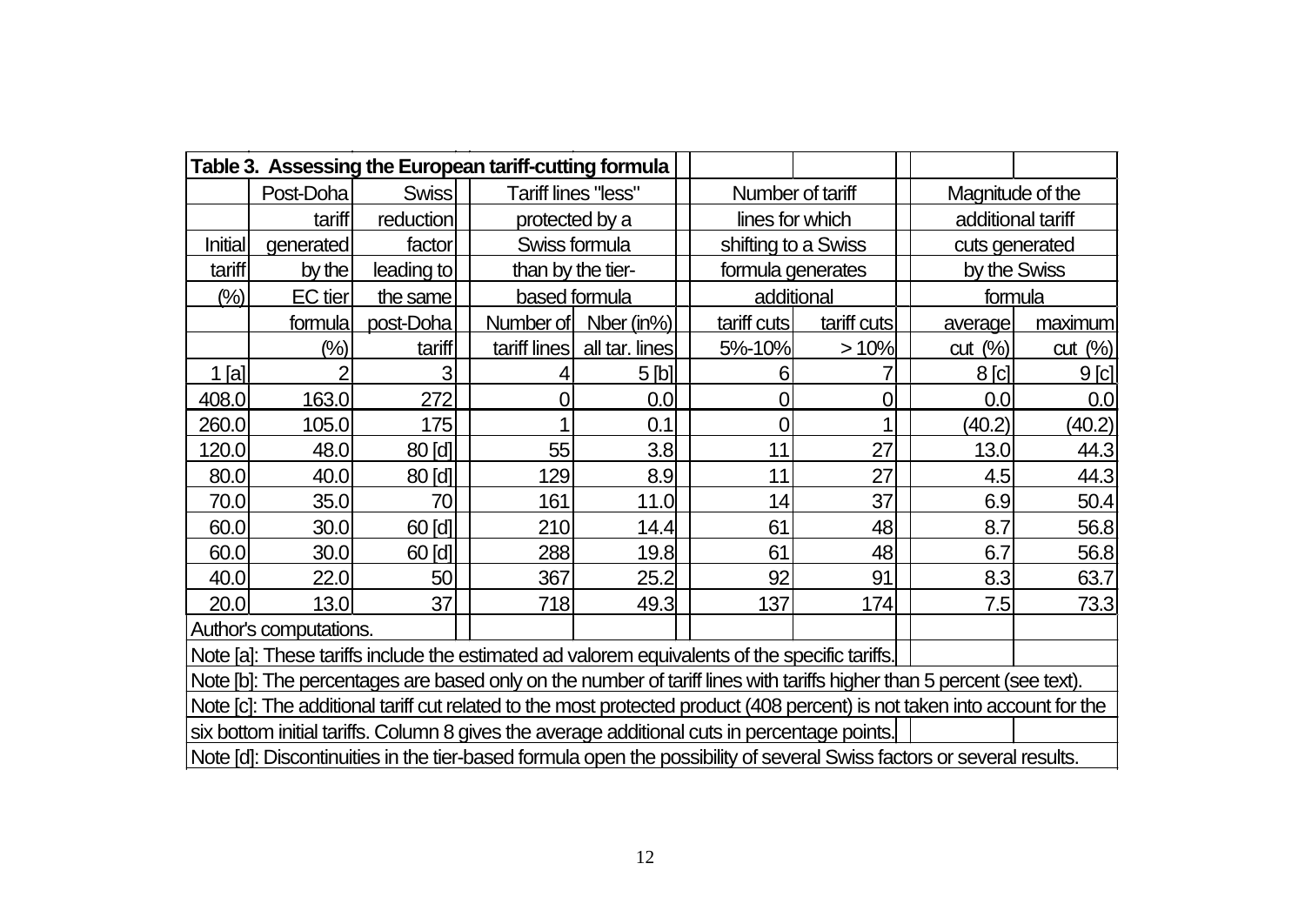**Table 3. Assessing the European tariff-cutting formula**

| Initial tariff (%) | Post-Doha tariff generated by the EC tier formula (%) | Swiss reduction factor leading to the same post-Doha tariff | Tariff lines "less" protected by a Swiss formula than by the tier-based formula | | Number of tariff lines for which shifting to a Swiss formula generates additional | | Magnitude of the additional tariff cuts generated by the Swiss formula | |
|---|---|---|---|---|---|---|---|---|
| | | | Number of tariff lines | Nber (in%) all tar. lines | tariff cuts 5%-10% | tariff cuts > 10% | average cut (%) | maximum cut (%) |
| 1 [a] | 2 | 3 | 4 | 5 [b] | 6 | 7 | 8 [c] | 9 [c] |
| 408.0 | 163.0 | 272 | 0 | 0.0 | 0 | 0 | 0.0 | 0.0 |
| 260.0 | 105.0 | 175 | 1 | 0.1 | 0 | 1 | (40.2) | (40.2) |
| 120.0 | 48.0 | 80 [d] | 55 | 3.8 | 11 | 27 | 13.0 | 44.3 |
| 80.0 | 40.0 | 80 [d] | 129 | 8.9 | 11 | 27 | 4.5 | 44.3 |
| 70.0 | 35.0 | 70 | 161 | 11.0 | 14 | 37 | 6.9 | 50.4 |
| 60.0 | 30.0 | 60 [d] | 210 | 14.4 | 61 | 48 | 8.7 | 56.8 |
| 60.0 | 30.0 | 60 [d] | 288 | 19.8 | 61 | 48 | 6.7 | 56.8 |
| 40.0 | 22.0 | 50 | 367 | 25.2 | 92 | 91 | 8.3 | 63.7 |
| 20.0 | 13.0 | 37 | 718 | 49.3 | 137 | 174 | 7.5 | 73.3 |

Author's computations.

Note [a]: These tariffs include the estimated ad valorem equivalents of the specific tariffs.

Note [b]: The percentages are based only on the number of tariff lines with tariffs higher than 5 percent (see text).

Note [c]: The additional tariff cut related to the most protected product (408 percent) is not taken into account for the six bottom initial tariffs. Column 8 gives the average additional cuts in percentage points.

Note [d]: Discontinuities in the tier-based formula open the possibility of several Swiss factors or several results.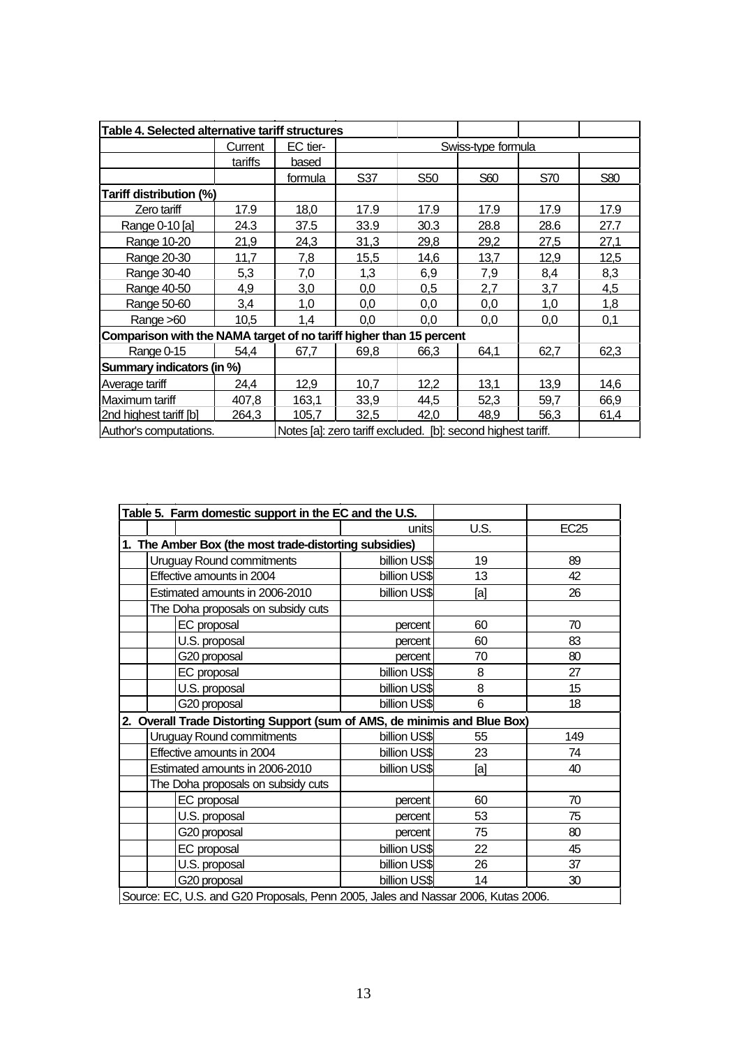| Table 4. Selected alternative tariff structures | | | | | | | |
|---|---|---|---|---|---|---|---|
| | Current tariffs | EC tier-based formula | Swiss-type formula | | | | |
| | | | S37 | S50 | S60 | S70 | S80 |
| **Tariff distribution (%)** | | | | | | | |
| Zero tariff | 17.9 | 18,0 | 17.9 | 17.9 | 17.9 | 17.9 | 17.9 |
| Range 0-10 [a] | 24.3 | 37.5 | 33.9 | 30.3 | 28.8 | 28.6 | 27.7 |
| Range 10-20 | 21,9 | 24,3 | 31,3 | 29,8 | 29,2 | 27,5 | 27,1 |
| Range 20-30 | 11,7 | 7,8 | 15,5 | 14,6 | 13,7 | 12,9 | 12,5 |
| Range 30-40 | 5,3 | 7,0 | 1,3 | 6,9 | 7,9 | 8,4 | 8,3 |
| Range 40-50 | 4,9 | 3,0 | 0,0 | 0,5 | 2,7 | 3,7 | 4,5 |
| Range 50-60 | 3,4 | 1,0 | 0,0 | 0,0 | 0,0 | 1,0 | 1,8 |
| Range >60 | 10,5 | 1,4 | 0,0 | 0,0 | 0,0 | 0,0 | 0,1 |
| **Comparison with the NAMA target of no tariff higher than 15 percent** | | | | | | | |
| Range 0-15 | 54,4 | 67,7 | 69,8 | 66,3 | 64,1 | 62,7 | 62,3 |
| **Summary indicators (in %)** | | | | | | | |
| Average tariff | 24,4 | 12,9 | 10,7 | 12,2 | 13,1 | 13,9 | 14,6 |
| Maximum tariff | 407,8 | 163,1 | 33,9 | 44,5 | 52,3 | 59,7 | 66,9 |
| 2nd highest tariff [b] | 264,3 | 105,7 | 32,5 | 42,0 | 48,9 | 56,3 | 61,4 |
| Author's computations. | | Notes [a]: zero tariff excluded. [b]: second highest tariff. | | | | | |

| Table 5. Farm domestic support in the EC and the U.S. | units | U.S. | EC25 |
|---|---|---|---|
| **1. The Amber Box (the most trade-distorting subsidies)** | | | |
| Uruguay Round commitments | billion US$ | 19 | 89 |
| Effective amounts in 2004 | billion US$ | 13 | 42 |
| Estimated amounts in 2006-2010 | billion US$ | [a] | 26 |
| The Doha proposals on subsidy cuts | | | |
| EC proposal | percent | 60 | 70 |
| U.S. proposal | percent | 60 | 83 |
| G20 proposal | percent | 70 | 80 |
| EC proposal | billion US$ | 8 | 27 |
| U.S. proposal | billion US$ | 8 | 15 |
| G20 proposal | billion US$ | 6 | 18 |
| **2. Overall Trade Distorting Support (sum of AMS, de minimis and Blue Box)** | | | |
| Uruguay Round commitments | billion US$ | 55 | 149 |
| Effective amounts in 2004 | billion US$ | 23 | 74 |
| Estimated amounts in 2006-2010 | billion US$ | [a] | 40 |
| The Doha proposals on subsidy cuts | | | |
| EC proposal | percent | 60 | 70 |
| U.S. proposal | percent | 53 | 75 |
| G20 proposal | percent | 75 | 80 |
| EC proposal | billion US$ | 22 | 45 |
| U.S. proposal | billion US$ | 26 | 37 |
| G20 proposal | billion US$ | 14 | 30 |
| Source: EC, U.S. and G20 Proposals, Penn 2005, Jales and Nassar 2006, Kutas 2006. | | | |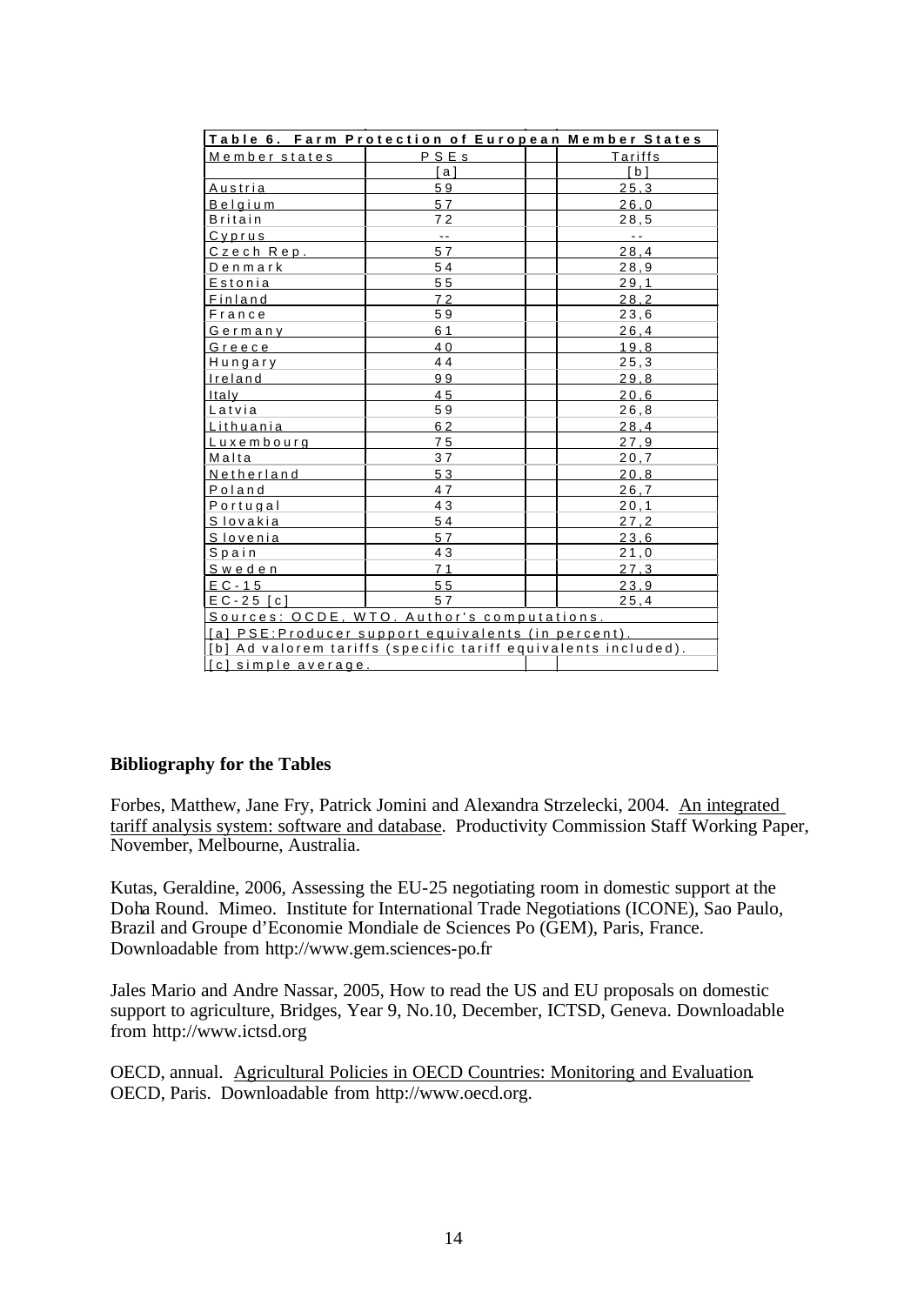| Table 6. Farm Protection of European Member States | | | |
|---|---|---|---|
| Member states | PSEs | | Tariffs |
| | [a] | | [b] |
| Austria | 59 | | 25,3 |
| Belgium | 57 | | 26,0 |
| Britain | 72 | | 28,5 |
| Cyprus | -- | | -- |
| Czech Rep. | 57 | | 28,4 |
| Denmark | 54 | | 28,9 |
| Estonia | 55 | | 29,1 |
| Finland | 72 | | 28,2 |
| France | 59 | | 23,6 |
| Germany | 61 | | 26,4 |
| Greece | 40 | | 19,8 |
| Hungary | 44 | | 25,3 |
| Ireland | 99 | | 29,8 |
| Italy | 45 | | 20,6 |
| Latvia | 59 | | 26,8 |
| Lithuania | 62 | | 28,4 |
| Luxembourg | 75 | | 27,9 |
| Malta | 37 | | 20,7 |
| Netherland | 53 | | 20,8 |
| Poland | 47 | | 26,7 |
| Portugal | 43 | | 20,1 |
| Slovakia | 54 | | 27,2 |
| Slovenia | 57 | | 23,6 |
| Spain | 43 | | 21,0 |
| Sweden | 71 | | 27,3 |
| EC-15 | 55 | | 23,9 |
| EC-25 [c] | 57 | | 25,4 |

Sources: OCDE, WTO. Author's computations.

[a] PSE: Producer support equivalents (in percent).

[b] Ad valorem tariffs (specific tariff equivalents included).

[c] simple average.

**Bibliography for the Tables**

Forbes, Matthew, Jane Fry, Patrick Jomini and Alexandra Strzelecki, 2004. An integrated tariff analysis system: software and database. Productivity Commission Staff Working Paper, November, Melbourne, Australia.

Kutas, Geraldine, 2006, Assessing the EU-25 negotiating room in domestic support at the Doha Round. Mimeo. Institute for International Trade Negotiations (ICONE), Sao Paulo, Brazil and Groupe d'Economie Mondiale de Sciences Po (GEM), Paris, France. Downloadable from http://www.gem.sciences-po.fr

Jales Mario and Andre Nassar, 2005, How to read the US and EU proposals on domestic support to agriculture, Bridges, Year 9, No.10, December, ICTSD, Geneva. Downloadable from http://www.ictsd.org

OECD, annual. Agricultural Policies in OECD Countries: Monitoring and Evaluation. OECD, Paris. Downloadable from http://www.oecd.org.